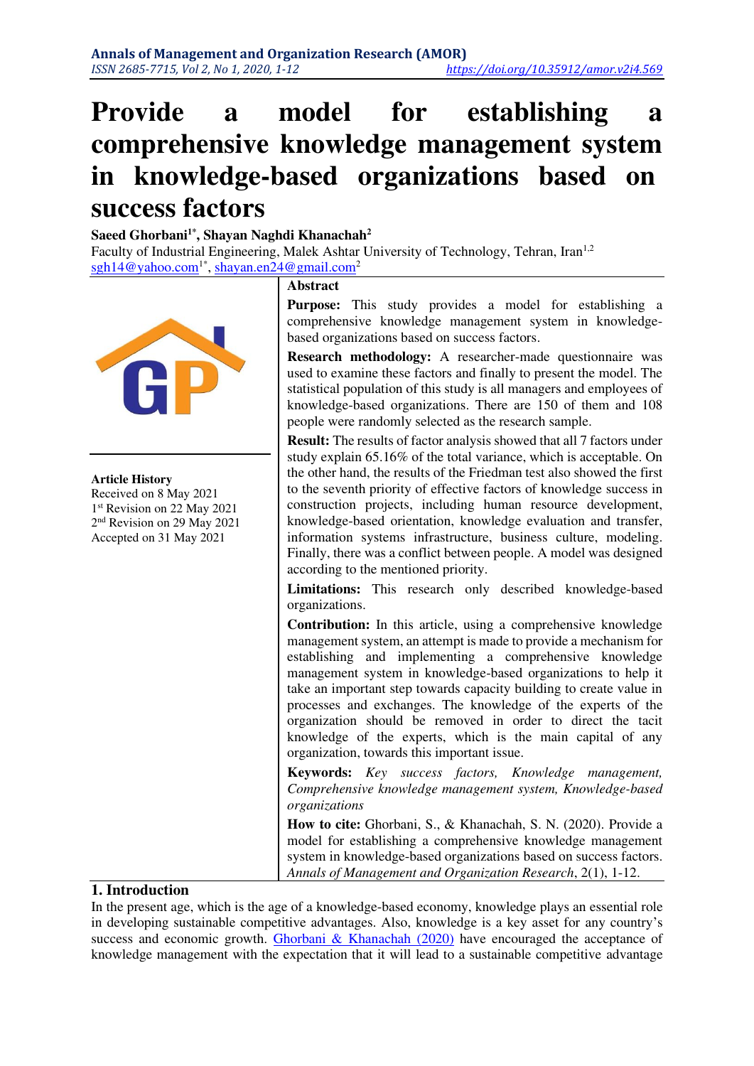# Provide a model for establishing a comprehensive knowledge management system in knowledge-based organizations based on success factors

**Saeed Ghorbani[1*], Shayan Naghdi Khanachah[2]**

Faculty of Industrial Engineering, Malek Ashtar University of Technology, Tehran, Iran[1,2]

sgh14@yahoo.com[1*], shayan.en24@gmail.com[2]

**Article History**

Received on 8 May 2021

1st Revision on 22 May 2021

2nd Revision on 29 May 2021

Accepted on 31 May 2021

## Abstract

**Purpose:** This study provides a model for establishing a comprehensive knowledge management system in knowledge-based organizations based on success factors.

**Research methodology:** A researcher-made questionnaire was used to examine these factors and finally to present the model. The statistical population of this study is all managers and employees of knowledge-based organizations. There are 150 of them and 108 people were randomly selected as the research sample.

**Result:** The results of factor analysis showed that all 7 factors under study explain 65.16% of the total variance, which is acceptable. On the other hand, the results of the Friedman test also showed the first to the seventh priority of effective factors of knowledge success in construction projects, including human resource development, knowledge-based orientation, knowledge evaluation and transfer, information systems infrastructure, business culture, modeling. Finally, there was a conflict between people. A model was designed according to the mentioned priority.

**Limitations:** This research only described knowledge-based organizations.

**Contribution:** In this article, using a comprehensive knowledge management system, an attempt is made to provide a mechanism for establishing and implementing a comprehensive knowledge management system in knowledge-based organizations to help it take an important step towards capacity building to create value in processes and exchanges. The knowledge of the experts of the organization should be removed in order to direct the tacit knowledge of the experts, which is the main capital of any organization, towards this important issue.

**Keywords:** *Key success factors, Knowledge management, Comprehensive knowledge management system, Knowledge-based organizations*

**How to cite:** Ghorbani, S., & Khanachah, S. N. (2020). Provide a model for establishing a comprehensive knowledge management system in knowledge-based organizations based on success factors. *Annals of Management and Organization Research*, 2(1), 1-12.

## 1. Introduction

In the present age, which is the age of a knowledge-based economy, knowledge plays an essential role in developing sustainable competitive advantages. Also, knowledge is a key asset for any country's success and economic growth. Ghorbani & Khanachah (2020) have encouraged the acceptance of knowledge management with the expectation that it will lead to a sustainable competitive advantage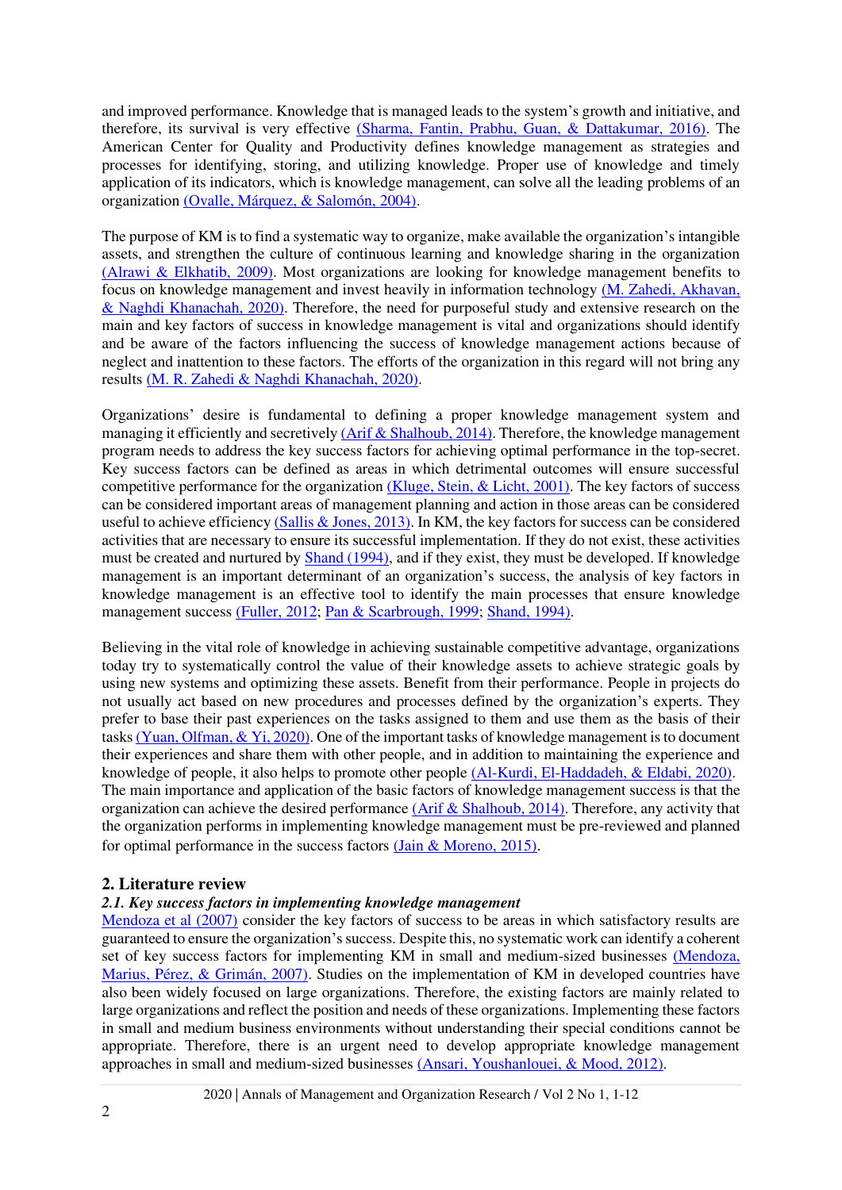and improved performance. Knowledge that is managed leads to the system's growth and initiative, and therefore, its survival is very effective (Sharma, Fantin, Prabhu, Guan, & Dattakumar, 2016). The American Center for Quality and Productivity defines knowledge management as strategies and processes for identifying, storing, and utilizing knowledge. Proper use of knowledge and timely application of its indicators, which is knowledge management, can solve all the leading problems of an organization (Ovalle, Márquez, & Salomón, 2004).

The purpose of KM is to find a systematic way to organize, make available the organization's intangible assets, and strengthen the culture of continuous learning and knowledge sharing in the organization (Alrawi & Elkhatib, 2009). Most organizations are looking for knowledge management benefits to focus on knowledge management and invest heavily in information technology (M. Zahedi, Akhavan, & Naghdi Khanachah, 2020). Therefore, the need for purposeful study and extensive research on the main and key factors of success in knowledge management is vital and organizations should identify and be aware of the factors influencing the success of knowledge management actions because of neglect and inattention to these factors. The efforts of the organization in this regard will not bring any results (M. R. Zahedi & Naghdi Khanachah, 2020).

Organizations' desire is fundamental to defining a proper knowledge management system and managing it efficiently and secretively (Arif & Shalhoub, 2014). Therefore, the knowledge management program needs to address the key success factors for achieving optimal performance in the top-secret. Key success factors can be defined as areas in which detrimental outcomes will ensure successful competitive performance for the organization (Kluge, Stein, & Licht, 2001). The key factors of success can be considered important areas of management planning and action in those areas can be considered useful to achieve efficiency (Sallis & Jones, 2013). In KM, the key factors for success can be considered activities that are necessary to ensure its successful implementation. If they do not exist, these activities must be created and nurtured by Shand (1994), and if they exist, they must be developed. If knowledge management is an important determinant of an organization's success, the analysis of key factors in knowledge management is an effective tool to identify the main processes that ensure knowledge management success (Fuller, 2012; Pan & Scarbrough, 1999; Shand, 1994).

Believing in the vital role of knowledge in achieving sustainable competitive advantage, organizations today try to systematically control the value of their knowledge assets to achieve strategic goals by using new systems and optimizing these assets. Benefit from their performance. People in projects do not usually act based on new procedures and processes defined by the organization's experts. They prefer to base their past experiences on the tasks assigned to them and use them as the basis of their tasks (Yuan, Olfman, & Yi, 2020). One of the important tasks of knowledge management is to document their experiences and share them with other people, and in addition to maintaining the experience and knowledge of people, it also helps to promote other people (Al-Kurdi, El-Haddadeh, & Eldabi, 2020). The main importance and application of the basic factors of knowledge management success is that the organization can achieve the desired performance (Arif & Shalhoub, 2014). Therefore, any activity that the organization performs in implementing knowledge management must be pre-reviewed and planned for optimal performance in the success factors (Jain & Moreno, 2015).

## 2. Literature review

### *2.1. Key success factors in implementing knowledge management*

Mendoza et al (2007) consider the key factors of success to be areas in which satisfactory results are guaranteed to ensure the organization's success. Despite this, no systematic work can identify a coherent set of key success factors for implementing KM in small and medium-sized businesses (Mendoza, Marius, Pérez, & Grimán, 2007). Studies on the implementation of KM in developed countries have also been widely focused on large organizations. Therefore, the existing factors are mainly related to large organizations and reflect the position and needs of these organizations. Implementing these factors in small and medium business environments without understanding their special conditions cannot be appropriate. Therefore, there is an urgent need to develop appropriate knowledge management approaches in small and medium-sized businesses (Ansari, Youshanlouei, & Mood, 2012).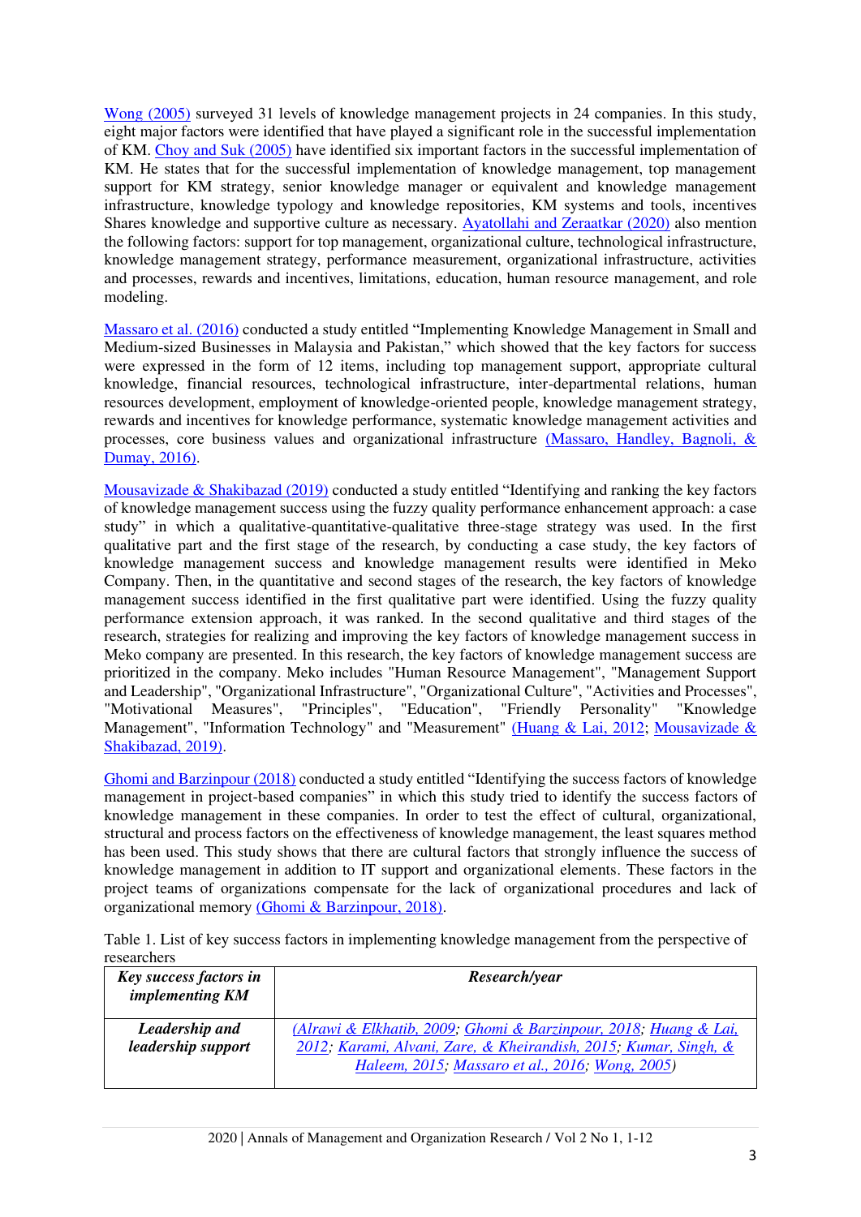Wong (2005) surveyed 31 levels of knowledge management projects in 24 companies. In this study, eight major factors were identified that have played a significant role in the successful implementation of KM. Choy and Suk (2005) have identified six important factors in the successful implementation of KM. He states that for the successful implementation of knowledge management, top management support for KM strategy, senior knowledge manager or equivalent and knowledge management infrastructure, knowledge typology and knowledge repositories, KM systems and tools, incentives Shares knowledge and supportive culture as necessary. Ayatollahi and Zeraatkar (2020) also mention the following factors: support for top management, organizational culture, technological infrastructure, knowledge management strategy, performance measurement, organizational infrastructure, activities and processes, rewards and incentives, limitations, education, human resource management, and role modeling.

Massaro et al. (2016) conducted a study entitled "Implementing Knowledge Management in Small and Medium-sized Businesses in Malaysia and Pakistan," which showed that the key factors for success were expressed in the form of 12 items, including top management support, appropriate cultural knowledge, financial resources, technological infrastructure, inter-departmental relations, human resources development, employment of knowledge-oriented people, knowledge management strategy, rewards and incentives for knowledge performance, systematic knowledge management activities and processes, core business values and organizational infrastructure (Massaro, Handley, Bagnoli, & Dumay, 2016).

Mousavizade & Shakibazad (2019) conducted a study entitled "Identifying and ranking the key factors of knowledge management success using the fuzzy quality performance enhancement approach: a case study" in which a qualitative-quantitative-qualitative three-stage strategy was used. In the first qualitative part and the first stage of the research, by conducting a case study, the key factors of knowledge management success and knowledge management results were identified in Meko Company. Then, in the quantitative and second stages of the research, the key factors of knowledge management success identified in the first qualitative part were identified. Using the fuzzy quality performance extension approach, it was ranked. In the second qualitative and third stages of the research, strategies for realizing and improving the key factors of knowledge management success in Meko company are presented. In this research, the key factors of knowledge management success are prioritized in the company. Meko includes "Human Resource Management", "Management Support and Leadership", "Organizational Infrastructure", "Organizational Culture", "Activities and Processes", "Motivational Measures", "Principles", "Education", "Friendly Personality" "Knowledge Management", "Information Technology" and "Measurement" (Huang & Lai, 2012; Mousavizade & Shakibazad, 2019).

Ghomi and Barzinpour (2018) conducted a study entitled "Identifying the success factors of knowledge management in project-based companies" in which this study tried to identify the success factors of knowledge management in these companies. In order to test the effect of cultural, organizational, structural and process factors on the effectiveness of knowledge management, the least squares method has been used. This study shows that there are cultural factors that strongly influence the success of knowledge management in addition to IT support and organizational elements. These factors in the project teams of organizations compensate for the lack of organizational procedures and lack of organizational memory (Ghomi & Barzinpour, 2018).

Table 1. List of key success factors in implementing knowledge management from the perspective of researchers

| ***Key success factors in implementing KM*** | ***Research/year*** |
|---|---|
| ***Leadership and leadership support*** | *(Alrawi & Elkhatib, 2009; Ghomi & Barzinpour, 2018; Huang & Lai, 2012; Karami, Alvani, Zare, & Kheirandish, 2015; Kumar, Singh, & Haleem, 2015; Massaro et al., 2016; Wong, 2005)* |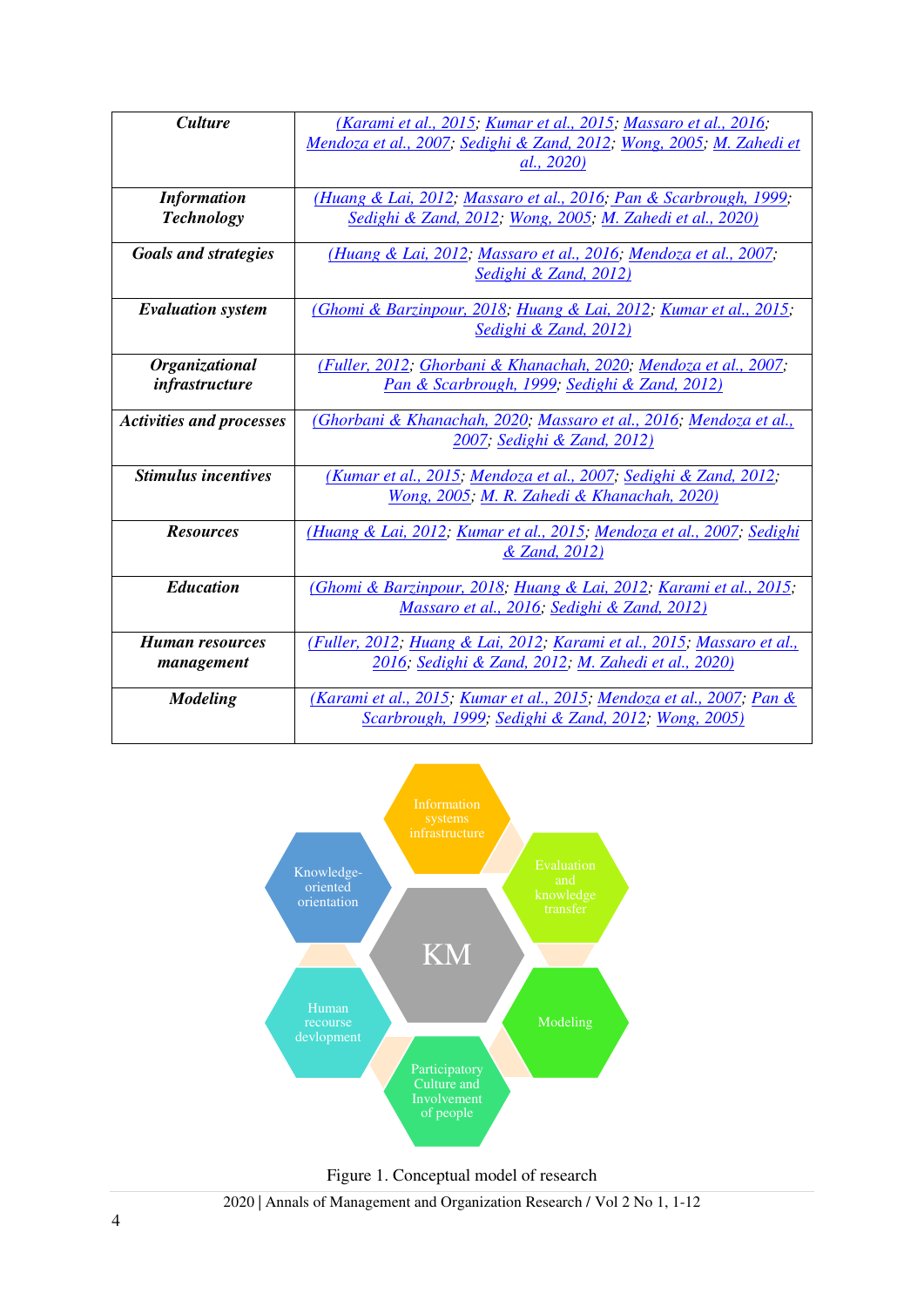| Culture | (Karami et al., 2015; Kumar et al., 2015; Massaro et al., 2016; Mendoza et al., 2007; Sedighi & Zand, 2012; Wong, 2005; M. Zahedi et al., 2020) |
|---|---|
| Information Technology | (Huang & Lai, 2012; Massaro et al., 2016; Pan & Scarbrough, 1999; Sedighi & Zand, 2012; Wong, 2005; M. Zahedi et al., 2020) |
| Goals and strategies | (Huang & Lai, 2012; Massaro et al., 2016; Mendoza et al., 2007; Sedighi & Zand, 2012) |
| Evaluation system | (Ghomi & Barzinpour, 2018; Huang & Lai, 2012; Kumar et al., 2015; Sedighi & Zand, 2012) |
| Organizational infrastructure | (Fuller, 2012; Ghorbani & Khanachah, 2020; Mendoza et al., 2007; Pan & Scarbrough, 1999; Sedighi & Zand, 2012) |
| Activities and processes | (Ghorbani & Khanachah, 2020; Massaro et al., 2016; Mendoza et al., 2007; Sedighi & Zand, 2012) |
| Stimulus incentives | (Kumar et al., 2015; Mendoza et al., 2007; Sedighi & Zand, 2012; Wong, 2005; M. R. Zahedi & Khanachah, 2020) |
| Resources | (Huang & Lai, 2012; Kumar et al., 2015; Mendoza et al., 2007; Sedighi & Zand, 2012) |
| Education | (Ghomi & Barzinpour, 2018; Huang & Lai, 2012; Karami et al., 2015; Massaro et al., 2016; Sedighi & Zand, 2012) |
| Human resources management | (Fuller, 2012; Huang & Lai, 2012; Karami et al., 2015; Massaro et al., 2016; Sedighi & Zand, 2012; M. Zahedi et al., 2020) |
| Modeling | (Karami et al., 2015; Kumar et al., 2015; Mendoza et al., 2007; Pan & Scarbrough, 1999; Sedighi & Zand, 2012; Wong, 2005) |

Figure 1. Conceptual model of research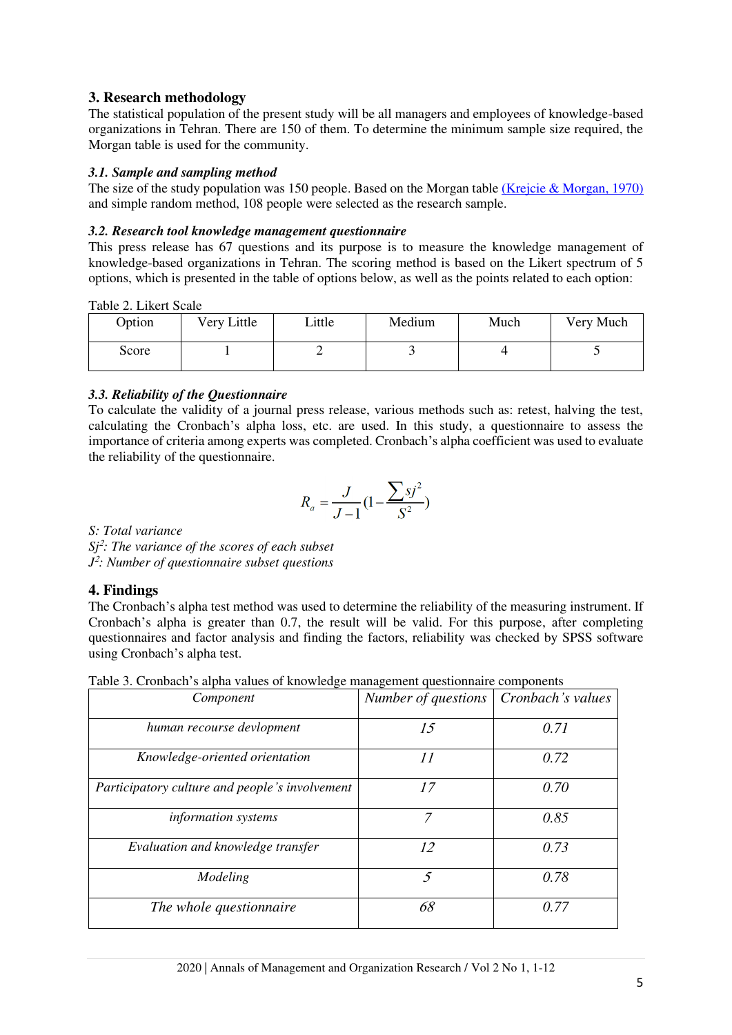## 3. Research methodology

The statistical population of the present study will be all managers and employees of knowledge-based organizations in Tehran. There are 150 of them. To determine the minimum sample size required, the Morgan table is used for the community.

### *3.1. Sample and sampling method*

The size of the study population was 150 people. Based on the Morgan table (Krejcie & Morgan, 1970) and simple random method, 108 people were selected as the research sample.

### *3.2. Research tool knowledge management questionnaire*

This press release has 67 questions and its purpose is to measure the knowledge management of knowledge-based organizations in Tehran. The scoring method is based on the Likert spectrum of 5 options, which is presented in the table of options below, as well as the points related to each option:

Table 2. Likert Scale

| Option | Very Little | Little | Medium | Much | Very Much |
|---|---|---|---|---|---|
| Score | 1 | 2 | 3 | 4 | 5 |

### *3.3. Reliability of the Questionnaire*

To calculate the validity of a journal press release, various methods such as: retest, halving the test, calculating the Cronbach's alpha loss, etc. are used. In this study, a questionnaire to assess the importance of criteria among experts was completed. Cronbach's alpha coefficient was used to evaluate the reliability of the questionnaire.

$$R_a = \frac{J}{J-1}\left(1 - \frac{\sum sj^2}{S^2}\right)$$

*S: Total variance*
*$Sj^2$: The variance of the scores of each subset*
*$J^2$: Number of questionnaire subset questions*

## 4. Findings

The Cronbach's alpha test method was used to determine the reliability of the measuring instrument. If Cronbach's alpha is greater than 0.7, the result will be valid. For this purpose, after completing questionnaires and factor analysis and finding the factors, reliability was checked by SPSS software using Cronbach's alpha test.

Table 3. Cronbach's alpha values of knowledge management questionnaire components

| *Component* | *Number of questions* | *Cronbach's values* |
|---|---|---|
| *human recourse devlopment* | *15* | *0.71* |
| *Knowledge-oriented orientation* | *11* | *0.72* |
| *Participatory culture and people's involvement* | *17* | *0.70* |
| *information systems* | *7* | *0.85* |
| *Evaluation and knowledge transfer* | *12* | *0.73* |
| *Modeling* | *5* | *0.78* |
| *The whole questionnaire* | *68* | *0.77* |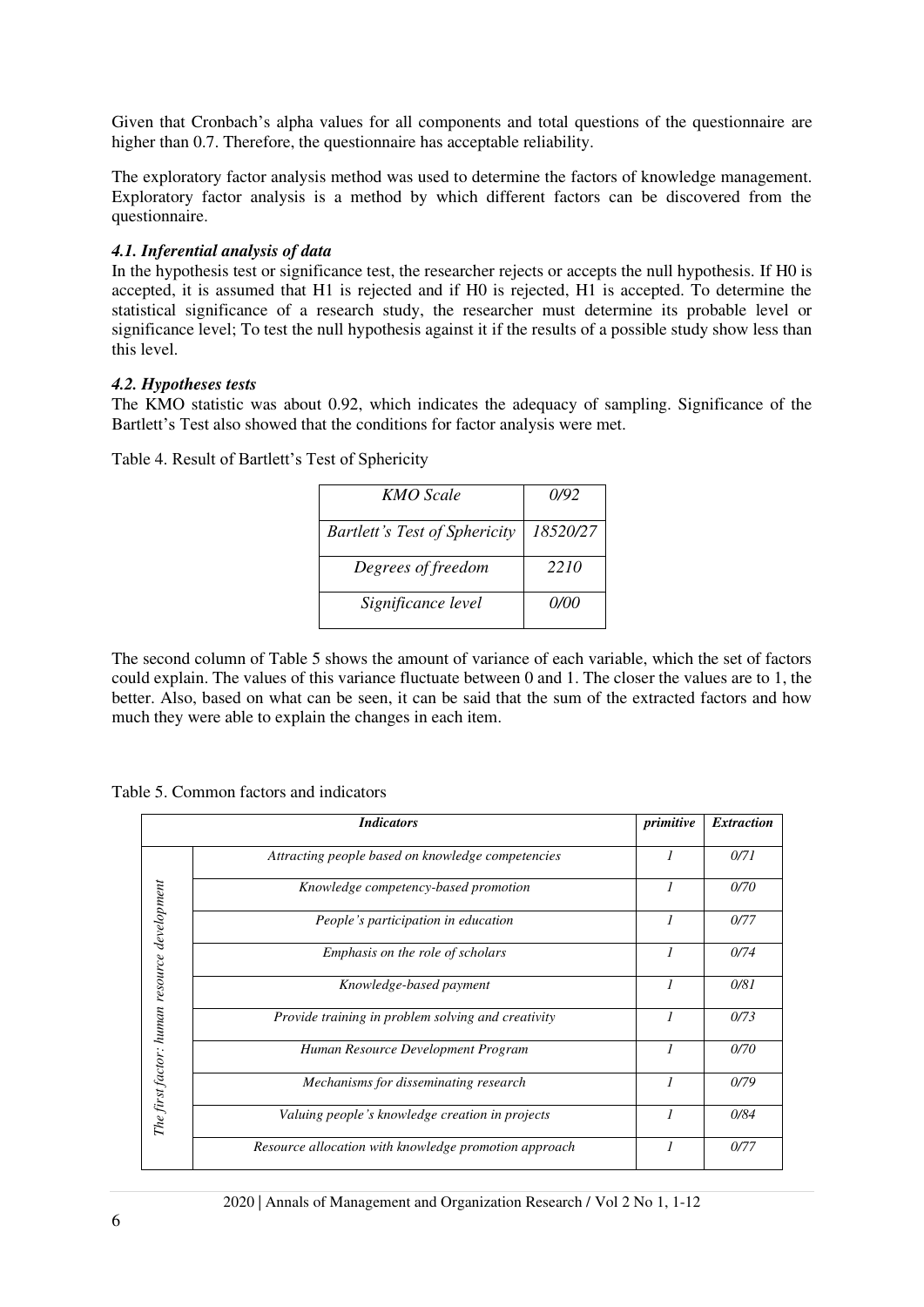Given that Cronbach's alpha values for all components and total questions of the questionnaire are higher than 0.7. Therefore, the questionnaire has acceptable reliability.

The exploratory factor analysis method was used to determine the factors of knowledge management. Exploratory factor analysis is a method by which different factors can be discovered from the questionnaire.

### *4.1. Inferential analysis of data*

In the hypothesis test or significance test, the researcher rejects or accepts the null hypothesis. If H0 is accepted, it is assumed that H1 is rejected and if H0 is rejected, H1 is accepted. To determine the statistical significance of a research study, the researcher must determine its probable level or significance level; To test the null hypothesis against it if the results of a possible study show less than this level.

### *4.2. Hypotheses tests*

The KMO statistic was about 0.92, which indicates the adequacy of sampling. Significance of the Bartlett's Test also showed that the conditions for factor analysis were met.

Table 4. Result of Bartlett's Test of Sphericity

| | |
|---|---|
| *KMO Scale* | *0/92* |
| *Bartlett's Test of Sphericity* | *18520/27* |
| *Degrees of freedom* | *2210* |
| *Significance level* | *0/00* |

The second column of Table 5 shows the amount of variance of each variable, which the set of factors could explain. The values of this variance fluctuate between 0 and 1. The closer the values are to 1, the better. Also, based on what can be seen, it can be said that the sum of the extracted factors and how much they were able to explain the changes in each item.

Table 5. Common factors and indicators

| ***Indicators*** | | ***primitive*** | ***Extraction*** |
|---|---|---|---|
| *The first factor: human resource development* | *Attracting people based on knowledge competencies* | *1* | *0/71* |
| | *Knowledge competency-based promotion* | *1* | *0/70* |
| | *People's participation in education* | *1* | *0/77* |
| | *Emphasis on the role of scholars* | *1* | *0/74* |
| | *Knowledge-based payment* | *1* | *0/81* |
| | *Provide training in problem solving and creativity* | *1* | *0/73* |
| | *Human Resource Development Program* | *1* | *0/70* |
| | *Mechanisms for disseminating research* | *1* | *0/79* |
| | *Valuing people's knowledge creation in projects* | *1* | *0/84* |
| | *Resource allocation with knowledge promotion approach* | *1* | *0/77* |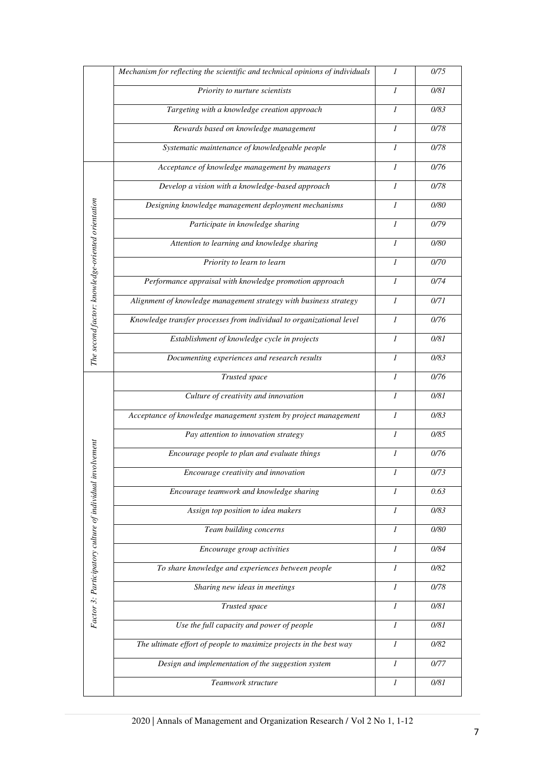| | | | |
|---|---|---|---|
| | *Mechanism for reflecting the scientific and technical opinions of individuals* | *1* | *0/75* |
| | *Priority to nurture scientists* | *1* | *0/81* |
| | *Targeting with a knowledge creation approach* | *1* | *0/83* |
| | *Rewards based on knowledge management* | *1* | *0/78* |
| | *Systematic maintenance of knowledgeable people* | *1* | *0/78* |
| *The second factor: knowledge-oriented orientation* | *Acceptance of knowledge management by managers* | *1* | *0/76* |
| | *Develop a vision with a knowledge-based approach* | *1* | *0/78* |
| | *Designing knowledge management deployment mechanisms* | *1* | *0/80* |
| | *Participate in knowledge sharing* | *1* | *0/79* |
| | *Attention to learning and knowledge sharing* | *1* | *0/80* |
| | *Priority to learn to learn* | *1* | *0/70* |
| | *Performance appraisal with knowledge promotion approach* | *1* | *0/74* |
| | *Alignment of knowledge management strategy with business strategy* | *1* | *0/71* |
| | *Knowledge transfer processes from individual to organizational level* | *1* | *0/76* |
| | *Establishment of knowledge cycle in projects* | *1* | *0/81* |
| | *Documenting experiences and research results* | *1* | *0/83* |
| *Factor 3: Participatory culture of individual involvement* | *Trusted space* | *1* | *0/76* |
| | *Culture of creativity and innovation* | *1* | *0/81* |
| | *Acceptance of knowledge management system by project management* | *1* | *0/83* |
| | *Pay attention to innovation strategy* | *1* | *0/85* |
| | *Encourage people to plan and evaluate things* | *1* | *0/76* |
| | *Encourage creativity and innovation* | *1* | *0/73* |
| | *Encourage teamwork and knowledge sharing* | *1* | *0.63* |
| | *Assign top position to idea makers* | *1* | *0/83* |
| | *Team building concerns* | *1* | *0/80* |
| | *Encourage group activities* | *1* | *0/84* |
| | *To share knowledge and experiences between people* | *1* | *0/82* |
| | *Sharing new ideas in meetings* | *1* | *0/78* |
| | *Trusted space* | *1* | *0/81* |
| | *Use the full capacity and power of people* | *1* | *0/81* |
| | *The ultimate effort of people to maximize projects in the best way* | *1* | *0/82* |
| | *Design and implementation of the suggestion system* | *1* | *0/77* |
| | *Teamwork structure* | *1* | *0/81* |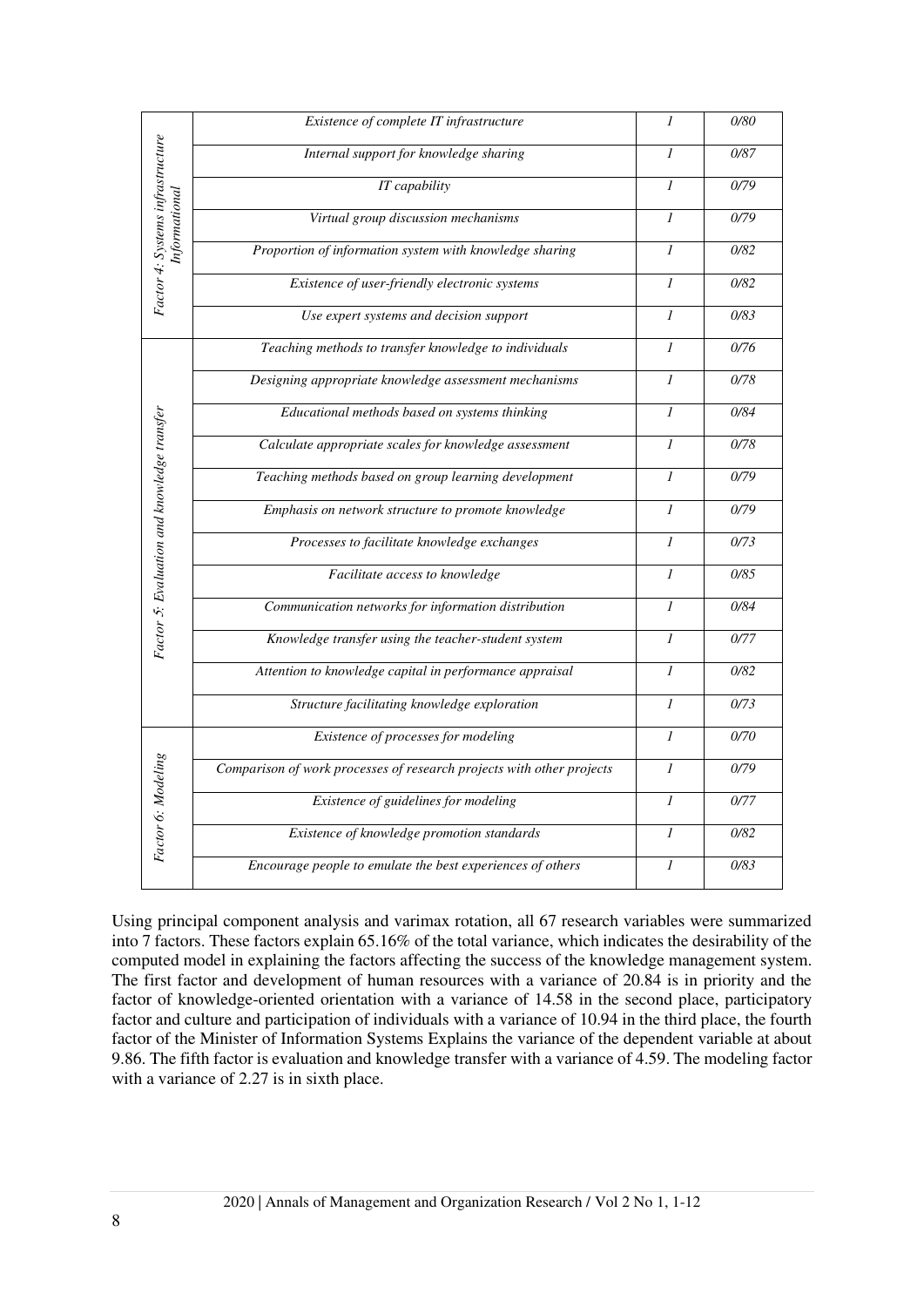| | | | |
|---|---|---|---|
| *Factor 4: Systems infrastructure Informational* | *Existence of complete IT infrastructure* | *1* | *0/80* |
| | *Internal support for knowledge sharing* | *1* | *0/87* |
| | *IT capability* | *1* | *0/79* |
| | *Virtual group discussion mechanisms* | *1* | *0/79* |
| | *Proportion of information system with knowledge sharing* | *1* | *0/82* |
| | *Existence of user-friendly electronic systems* | *1* | *0/82* |
| | *Use expert systems and decision support* | *1* | *0/83* |
| *Factor 5: Evaluation and knowledge transfer* | *Teaching methods to transfer knowledge to individuals* | *1* | *0/76* |
| | *Designing appropriate knowledge assessment mechanisms* | *1* | *0/78* |
| | *Educational methods based on systems thinking* | *1* | *0/84* |
| | *Calculate appropriate scales for knowledge assessment* | *1* | *0/78* |
| | *Teaching methods based on group learning development* | *1* | *0/79* |
| | *Emphasis on network structure to promote knowledge* | *1* | *0/79* |
| | *Processes to facilitate knowledge exchanges* | *1* | *0/73* |
| | *Facilitate access to knowledge* | *1* | *0/85* |
| | *Communication networks for information distribution* | *1* | *0/84* |
| | *Knowledge transfer using the teacher-student system* | *1* | *0/77* |
| | *Attention to knowledge capital in performance appraisal* | *1* | *0/82* |
| | *Structure facilitating knowledge exploration* | *1* | *0/73* |
| *Factor 6: Modeling* | *Existence of processes for modeling* | *1* | *0/70* |
| | *Comparison of work processes of research projects with other projects* | *1* | *0/79* |
| | *Existence of guidelines for modeling* | *1* | *0/77* |
| | *Existence of knowledge promotion standards* | *1* | *0/82* |
| | *Encourage people to emulate the best experiences of others* | *1* | *0/83* |

Using principal component analysis and varimax rotation, all 67 research variables were summarized into 7 factors. These factors explain 65.16% of the total variance, which indicates the desirability of the computed model in explaining the factors affecting the success of the knowledge management system. The first factor and development of human resources with a variance of 20.84 is in priority and the factor of knowledge-oriented orientation with a variance of 14.58 in the second place, participatory factor and culture and participation of individuals with a variance of 10.94 in the third place, the fourth factor of the Minister of Information Systems Explains the variance of the dependent variable at about 9.86. The fifth factor is evaluation and knowledge transfer with a variance of 4.59. The modeling factor with a variance of 2.27 is in sixth place.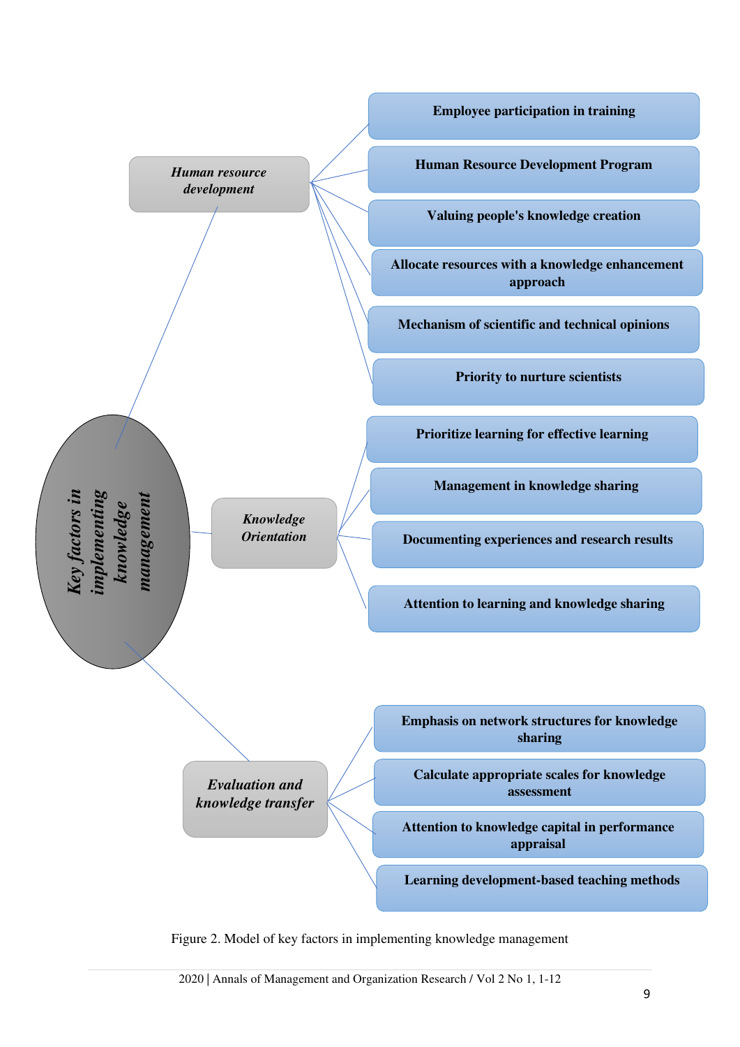**Key factors in implementing knowledge management**

- ***Human resource development***
  - **Employee participation in training**
  - **Human Resource Development Program**
  - **Valuing people's knowledge creation**
  - **Allocate resources with a knowledge enhancement approach**
  - **Mechanism of scientific and technical opinions**
  - **Priority to nurture scientists**
- ***Knowledge Orientation***
  - **Prioritize learning for effective learning**
  - **Management in knowledge sharing**
  - **Documenting experiences and research results**
  - **Attention to learning and knowledge sharing**
- ***Evaluation and knowledge transfer***
  - **Emphasis on network structures for knowledge sharing**
  - **Calculate appropriate scales for knowledge assessment**
  - **Attention to knowledge capital in performance appraisal**
  - **Learning development-based teaching methods**

Figure 2. Model of key factors in implementing knowledge management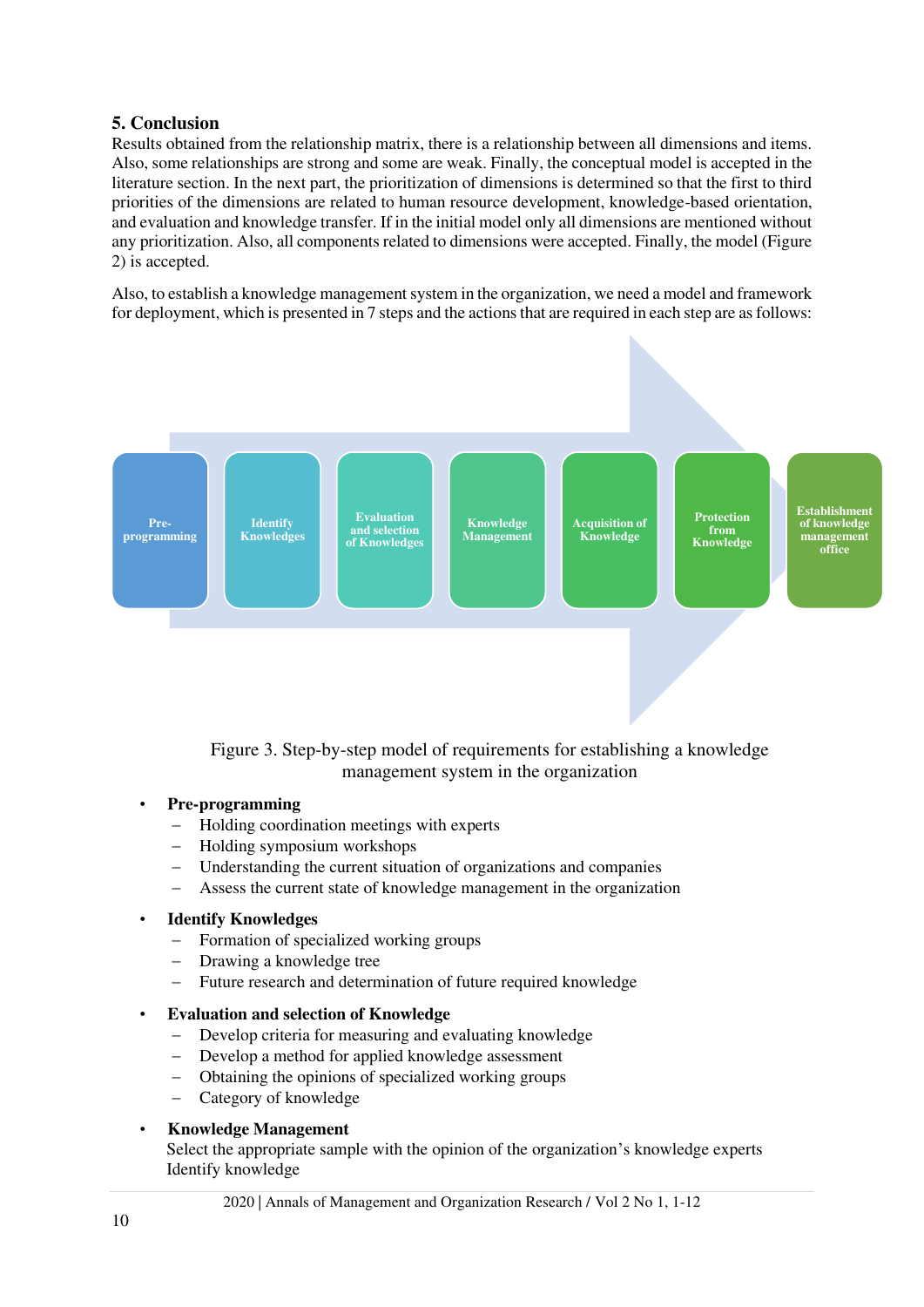## 5. Conclusion

Results obtained from the relationship matrix, there is a relationship between all dimensions and items. Also, some relationships are strong and some are weak. Finally, the conceptual model is accepted in the literature section. In the next part, the prioritization of dimensions is determined so that the first to third priorities of the dimensions are related to human resource development, knowledge-based orientation, and evaluation and knowledge transfer. If in the initial model only all dimensions are mentioned without any prioritization. Also, all components related to dimensions were accepted. Finally, the model (Figure 2) is accepted.

Also, to establish a knowledge management system in the organization, we need a model and framework for deployment, which is presented in 7 steps and the actions that are required in each step are as follows:

Pre-programming → Identify Knowledges → Evaluation and selection of Knowledges → Knowledge Management → Acquisition of Knowledge → Protection from Knowledge → Establishment of knowledge management office

Figure 3. Step-by-step model of requirements for establishing a knowledge management system in the organization

- **Pre-programming**
  - Holding coordination meetings with experts
  - Holding symposium workshops
  - Understanding the current situation of organizations and companies
  - Assess the current state of knowledge management in the organization
- **Identify Knowledges**
  - Formation of specialized working groups
  - Drawing a knowledge tree
  - Future research and determination of future required knowledge
- **Evaluation and selection of Knowledge**
  - Develop criteria for measuring and evaluating knowledge
  - Develop a method for applied knowledge assessment
  - Obtaining the opinions of specialized working groups
  - Category of knowledge
- **Knowledge Management**
  Select the appropriate sample with the opinion of the organization's knowledge experts
  Identify knowledge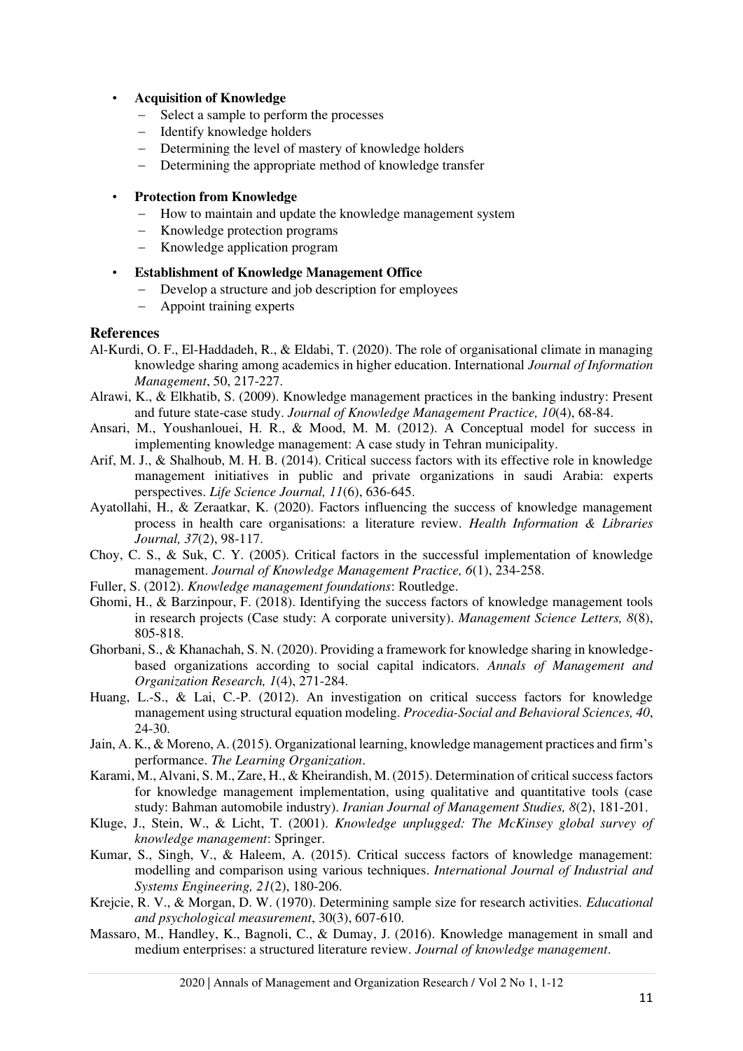- **Acquisition of Knowledge**
  - Select a sample to perform the processes
  - Identify knowledge holders
  - Determining the level of mastery of knowledge holders
  - Determining the appropriate method of knowledge transfer

- **Protection from Knowledge**
  - How to maintain and update the knowledge management system
  - Knowledge protection programs
  - Knowledge application program

- **Establishment of Knowledge Management Office**
  - Develop a structure and job description for employees
  - Appoint training experts

## References

Al-Kurdi, O. F., El-Haddadeh, R., & Eldabi, T. (2020). The role of organisational climate in managing knowledge sharing among academics in higher education. International *Journal of Information Management*, 50, 217-227.

Alrawi, K., & Elkhatib, S. (2009). Knowledge management practices in the banking industry: Present and future state-case study. *Journal of Knowledge Management Practice, 10*(4), 68-84.

Ansari, M., Youshanlouei, H. R., & Mood, M. M. (2012). A Conceptual model for success in implementing knowledge management: A case study in Tehran municipality.

Arif, M. J., & Shalhoub, M. H. B. (2014). Critical success factors with its effective role in knowledge management initiatives in public and private organizations in saudi Arabia: experts perspectives. *Life Science Journal, 11*(6), 636-645.

Ayatollahi, H., & Zeraatkar, K. (2020). Factors influencing the success of knowledge management process in health care organisations: a literature review. *Health Information & Libraries Journal, 37*(2), 98-117.

Choy, C. S., & Suk, C. Y. (2005). Critical factors in the successful implementation of knowledge management. *Journal of Knowledge Management Practice, 6*(1), 234-258.

Fuller, S. (2012). *Knowledge management foundations*: Routledge.

Ghomi, H., & Barzinpour, F. (2018). Identifying the success factors of knowledge management tools in research projects (Case study: A corporate university). *Management Science Letters, 8*(8), 805-818.

Ghorbani, S., & Khanachah, S. N. (2020). Providing a framework for knowledge sharing in knowledge-based organizations according to social capital indicators. *Annals of Management and Organization Research, 1*(4), 271-284.

Huang, L.-S., & Lai, C.-P. (2012). An investigation on critical success factors for knowledge management using structural equation modeling. *Procedia-Social and Behavioral Sciences, 40*, 24-30.

Jain, A. K., & Moreno, A. (2015). Organizational learning, knowledge management practices and firm's performance. *The Learning Organization*.

Karami, M., Alvani, S. M., Zare, H., & Kheirandish, M. (2015). Determination of critical success factors for knowledge management implementation, using qualitative and quantitative tools (case study: Bahman automobile industry). *Iranian Journal of Management Studies, 8*(2), 181-201.

Kluge, J., Stein, W., & Licht, T. (2001). *Knowledge unplugged: The McKinsey global survey of knowledge management*: Springer.

Kumar, S., Singh, V., & Haleem, A. (2015). Critical success factors of knowledge management: modelling and comparison using various techniques. *International Journal of Industrial and Systems Engineering, 21*(2), 180-206.

Krejcie, R. V., & Morgan, D. W. (1970). Determining sample size for research activities. *Educational and psychological measurement*, 30(3), 607-610.

Massaro, M., Handley, K., Bagnoli, C., & Dumay, J. (2016). Knowledge management in small and medium enterprises: a structured literature review. *Journal of knowledge management*.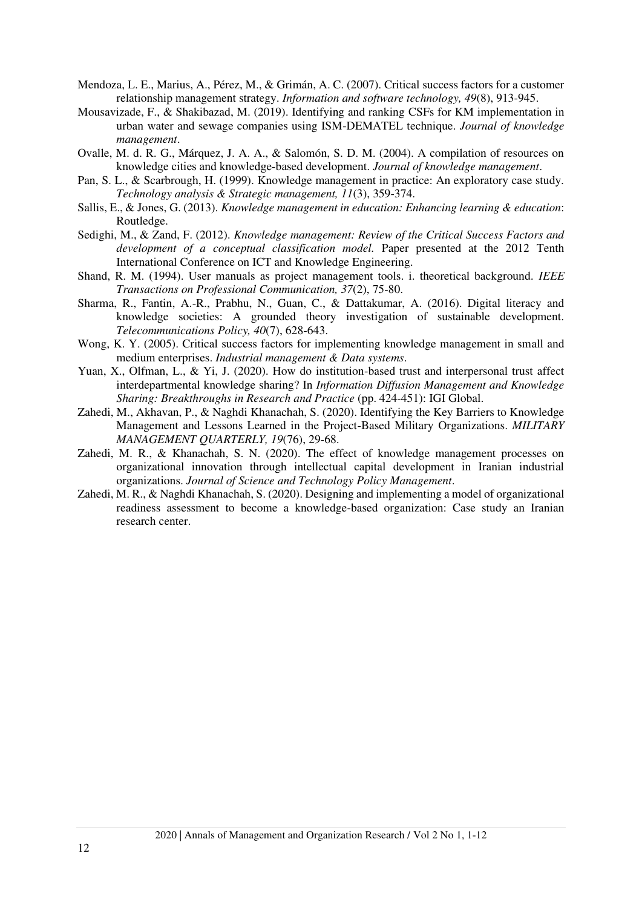Mendoza, L. E., Marius, A., Pérez, M., & Grimán, A. C. (2007). Critical success factors for a customer relationship management strategy. *Information and software technology, 49*(8), 913-945.

Mousavizade, F., & Shakibazad, M. (2019). Identifying and ranking CSFs for KM implementation in urban water and sewage companies using ISM-DEMATEL technique. *Journal of knowledge management*.

Ovalle, M. d. R. G., Márquez, J. A. A., & Salomón, S. D. M. (2004). A compilation of resources on knowledge cities and knowledge-based development. *Journal of knowledge management*.

Pan, S. L., & Scarbrough, H. (1999). Knowledge management in practice: An exploratory case study. *Technology analysis & Strategic management, 11*(3), 359-374.

Sallis, E., & Jones, G. (2013). *Knowledge management in education: Enhancing learning & education*: Routledge.

Sedighi, M., & Zand, F. (2012). *Knowledge management: Review of the Critical Success Factors and development of a conceptual classification model.* Paper presented at the 2012 Tenth International Conference on ICT and Knowledge Engineering.

Shand, R. M. (1994). User manuals as project management tools. i. theoretical background. *IEEE Transactions on Professional Communication, 37*(2), 75-80.

Sharma, R., Fantin, A.-R., Prabhu, N., Guan, C., & Dattakumar, A. (2016). Digital literacy and knowledge societies: A grounded theory investigation of sustainable development. *Telecommunications Policy, 40*(7), 628-643.

Wong, K. Y. (2005). Critical success factors for implementing knowledge management in small and medium enterprises. *Industrial management & Data systems*.

Yuan, X., Olfman, L., & Yi, J. (2020). How do institution-based trust and interpersonal trust affect interdepartmental knowledge sharing? In *Information Diffusion Management and Knowledge Sharing: Breakthroughs in Research and Practice* (pp. 424-451): IGI Global.

Zahedi, M., Akhavan, P., & Naghdi Khanachah, S. (2020). Identifying the Key Barriers to Knowledge Management and Lessons Learned in the Project-Based Military Organizations. *MILITARY MANAGEMENT QUARTERLY, 19*(76), 29-68.

Zahedi, M. R., & Khanachah, S. N. (2020). The effect of knowledge management processes on organizational innovation through intellectual capital development in Iranian industrial organizations. *Journal of Science and Technology Policy Management*.

Zahedi, M. R., & Naghdi Khanachah, S. (2020). Designing and implementing a model of organizational readiness assessment to become a knowledge-based organization: Case study an Iranian research center.